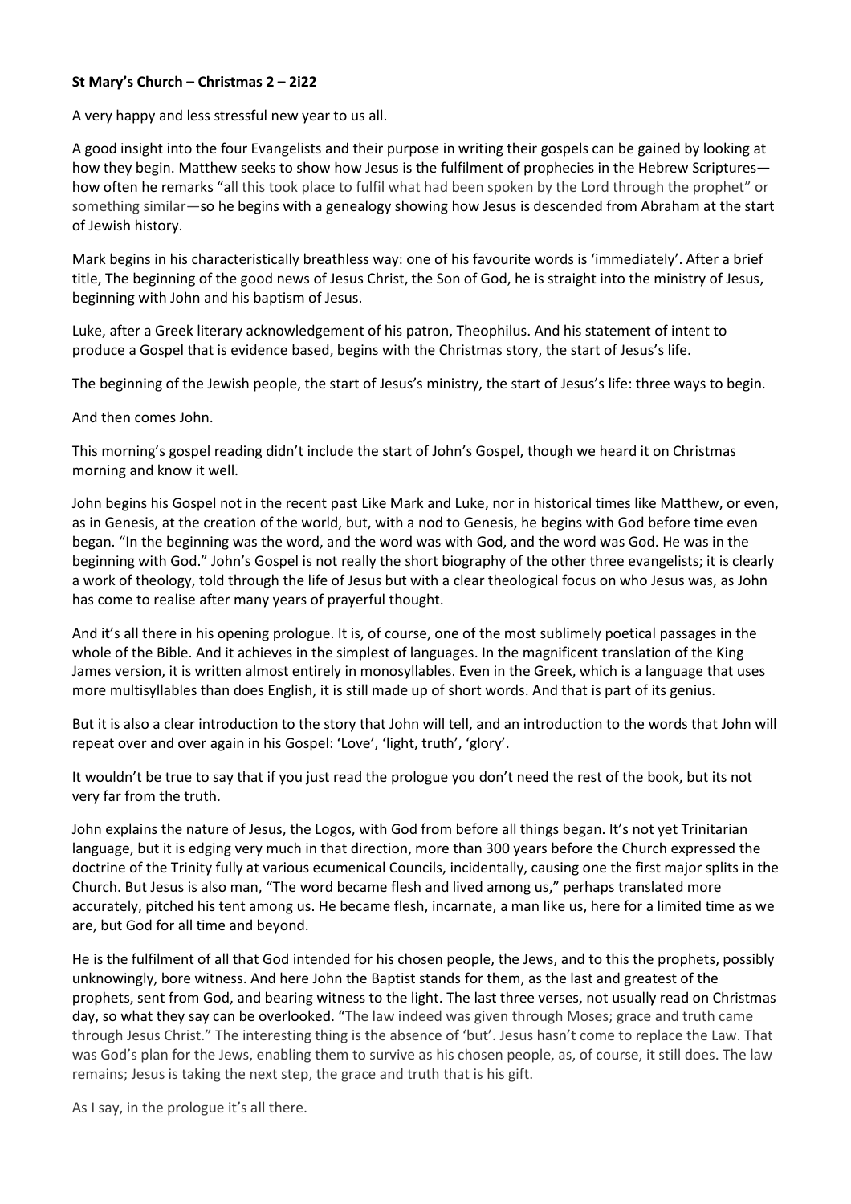**St Mary's Church – Christmas 2 – 2i22**

A very happy and less stressful new year to us all.

A good insight into the four Evangelists and their purpose in writing their gospels can be gained by looking at how they begin. Matthew seeks to show how Jesus is the fulfilment of prophecies in the Hebrew Scriptures—how often he remarks "all this took place to fulfil what had been spoken by the Lord through the prophet" or something similar—so he begins with a genealogy showing how Jesus is descended from Abraham at the start of Jewish history.

Mark begins in his characteristically breathless way: one of his favourite words is 'immediately'. After a brief title, The beginning of the good news of Jesus Christ, the Son of God, he is straight into the ministry of Jesus, beginning with John and his baptism of Jesus.

Luke, after a Greek literary acknowledgement of his patron, Theophilus. And his statement of intent to produce a Gospel that is evidence based, begins with the Christmas story, the start of Jesus's life.

The beginning of the Jewish people, the start of Jesus's ministry, the start of Jesus's life: three ways to begin.

And then comes John.

This morning's gospel reading didn't include the start of John's Gospel, though we heard it on Christmas morning and know it well.

John begins his Gospel not in the recent past Like Mark and Luke, nor in historical times like Matthew, or even, as in Genesis, at the creation of the world, but, with a nod to Genesis, he begins with God before time even began. "In the beginning was the word, and the word was with God, and the word was God. He was in the beginning with God." John's Gospel is not really the short biography of the other three evangelists; it is clearly a work of theology, told through the life of Jesus but with a clear theological focus on who Jesus was, as John has come to realise after many years of prayerful thought.

And it's all there in his opening prologue. It is, of course, one of the most sublimely poetical passages in the whole of the Bible. And it achieves in the simplest of languages. In the magnificent translation of the King James version, it is written almost entirely in monosyllables. Even in the Greek, which is a language that uses more multisyllables than does English, it is still made up of short words. And that is part of its genius.

But it is also a clear introduction to the story that John will tell, and an introduction to the words that John will repeat over and over again in his Gospel: 'Love', 'light, truth', 'glory'.

It wouldn't be true to say that if you just read the prologue you don't need the rest of the book, but its not very far from the truth.

John explains the nature of Jesus, the Logos, with God from before all things began. It's not yet Trinitarian language, but it is edging very much in that direction, more than 300 years before the Church expressed the doctrine of the Trinity fully at various ecumenical Councils, incidentally, causing one the first major splits in the Church. But Jesus is also man, "The word became flesh and lived among us," perhaps translated more accurately, pitched his tent among us. He became flesh, incarnate, a man like us, here for a limited time as we are, but God for all time and beyond.

He is the fulfilment of all that God intended for his chosen people, the Jews, and to this the prophets, possibly unknowingly, bore witness. And here John the Baptist stands for them, as the last and greatest of the prophets, sent from God, and bearing witness to the light. The last three verses, not usually read on Christmas day, so what they say can be overlooked. "The law indeed was given through Moses; grace and truth came through Jesus Christ." The interesting thing is the absence of 'but'. Jesus hasn't come to replace the Law. That was God's plan for the Jews, enabling them to survive as his chosen people, as, of course, it still does. The law remains; Jesus is taking the next step, the grace and truth that is his gift.

As I say, in the prologue it's all there.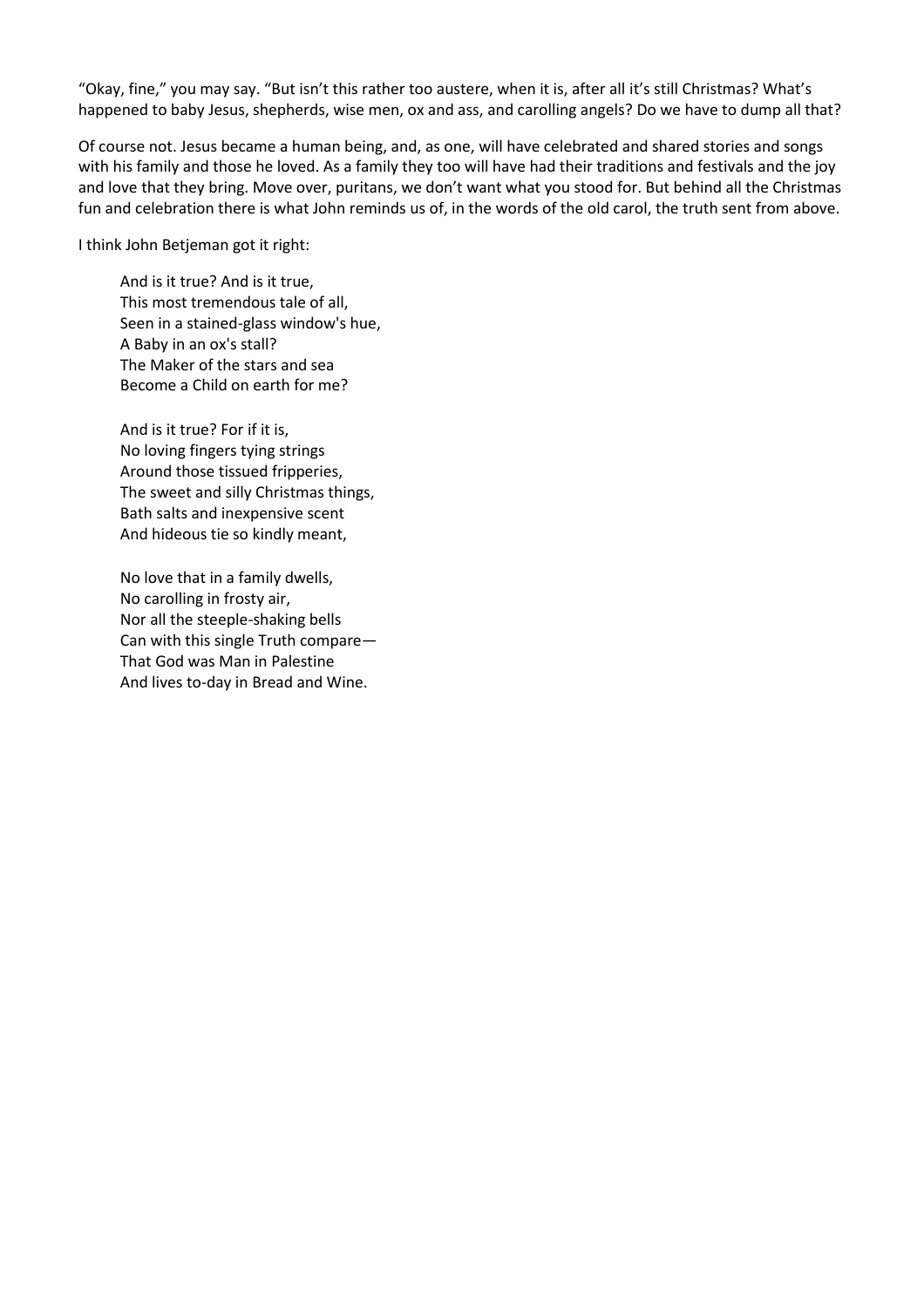"Okay, fine," you may say. "But isn't this rather too austere, when it is, after all it's still Christmas? What's happened to baby Jesus, shepherds, wise men, ox and ass, and carolling angels? Do we have to dump all that?

Of course not. Jesus became a human being, and, as one, will have celebrated and shared stories and songs with his family and those he loved. As a family they too will have had their traditions and festivals and the joy and love that they bring. Move over, puritans, we don't want what you stood for. But behind all the Christmas fun and celebration there is what John reminds us of, in the words of the old carol, the truth sent from above.

I think John Betjeman got it right:

> And is it true? And is it true,
> This most tremendous tale of all,
> Seen in a stained-glass window's hue,
> A Baby in an ox's stall?
> The Maker of the stars and sea
> Become a Child on earth for me?
>
> And is it true? For if it is,
> No loving fingers tying strings
> Around those tissued fripperies,
> The sweet and silly Christmas things,
> Bath salts and inexpensive scent
> And hideous tie so kindly meant,
>
> No love that in a family dwells,
> No carolling in frosty air,
> Nor all the steeple-shaking bells
> Can with this single Truth compare—
> That God was Man in Palestine
> And lives to-day in Bread and Wine.